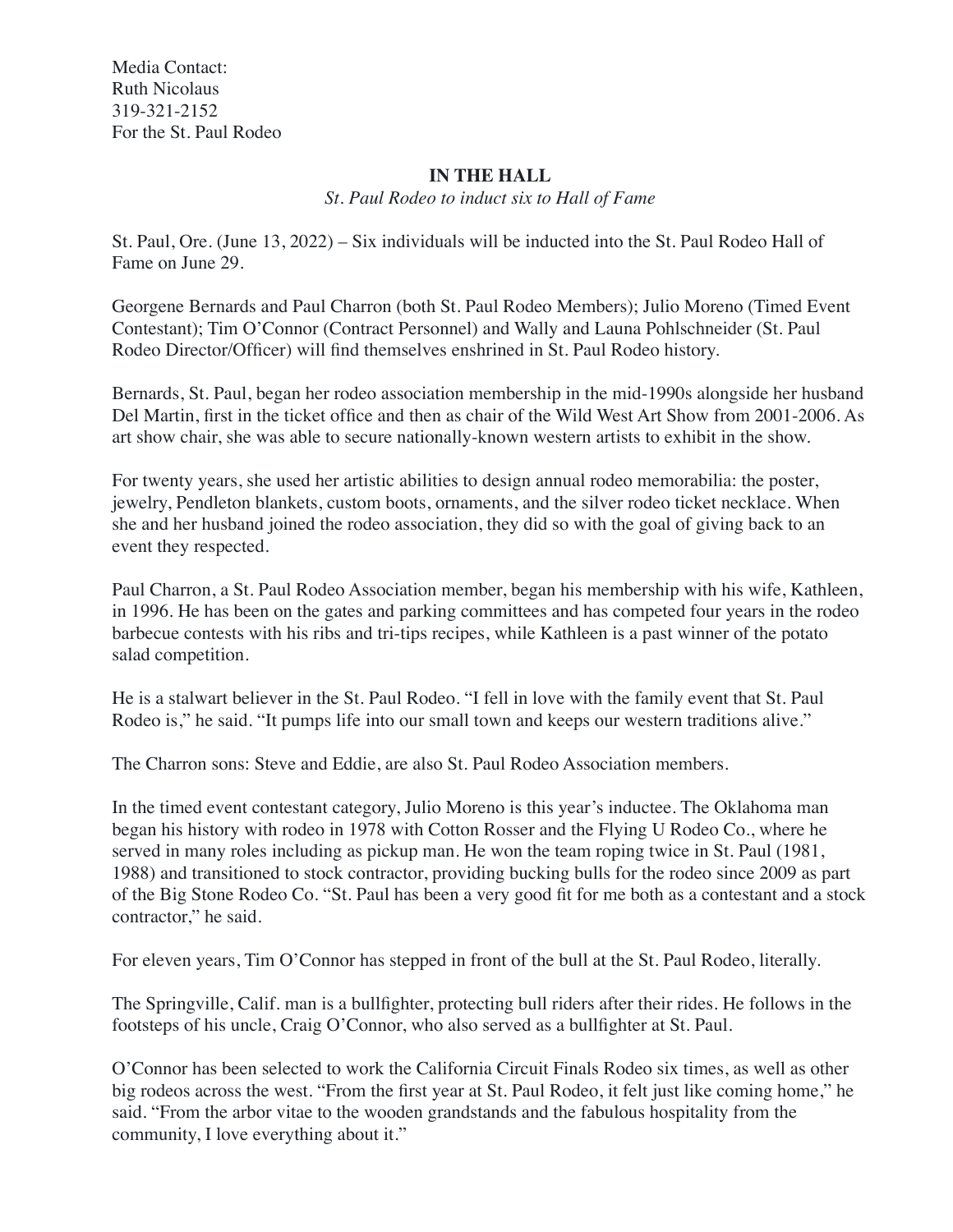Media Contact:
Ruth Nicolaus
319-321-2152
For the St. Paul Rodeo

## IN THE HALL

*St. Paul Rodeo to induct six to Hall of Fame*

St. Paul, Ore. (June 13, 2022) – Six individuals will be inducted into the St. Paul Rodeo Hall of Fame on June 29.

Georgene Bernards and Paul Charron (both St. Paul Rodeo Members); Julio Moreno (Timed Event Contestant); Tim O'Connor (Contract Personnel) and Wally and Launa Pohlschneider (St. Paul Rodeo Director/Officer) will find themselves enshrined in St. Paul Rodeo history.

Bernards, St. Paul, began her rodeo association membership in the mid-1990s alongside her husband Del Martin, first in the ticket office and then as chair of the Wild West Art Show from 2001-2006. As art show chair, she was able to secure nationally-known western artists to exhibit in the show.

For twenty years, she used her artistic abilities to design annual rodeo memorabilia: the poster, jewelry, Pendleton blankets, custom boots, ornaments, and the silver rodeo ticket necklace. When she and her husband joined the rodeo association, they did so with the goal of giving back to an event they respected.

Paul Charron, a St. Paul Rodeo Association member, began his membership with his wife, Kathleen, in 1996. He has been on the gates and parking committees and has competed four years in the rodeo barbecue contests with his ribs and tri-tips recipes, while Kathleen is a past winner of the potato salad competition.

He is a stalwart believer in the St. Paul Rodeo. "I fell in love with the family event that St. Paul Rodeo is," he said. "It pumps life into our small town and keeps our western traditions alive."

The Charron sons: Steve and Eddie, are also St. Paul Rodeo Association members.

In the timed event contestant category, Julio Moreno is this year's inductee. The Oklahoma man began his history with rodeo in 1978 with Cotton Rosser and the Flying U Rodeo Co., where he served in many roles including as pickup man. He won the team roping twice in St. Paul (1981, 1988) and transitioned to stock contractor, providing bucking bulls for the rodeo since 2009 as part of the Big Stone Rodeo Co. "St. Paul has been a very good fit for me both as a contestant and a stock contractor," he said.

For eleven years, Tim O'Connor has stepped in front of the bull at the St. Paul Rodeo, literally.

The Springville, Calif. man is a bullfighter, protecting bull riders after their rides. He follows in the footsteps of his uncle, Craig O'Connor, who also served as a bullfighter at St. Paul.

O'Connor has been selected to work the California Circuit Finals Rodeo six times, as well as other big rodeos across the west. "From the first year at St. Paul Rodeo, it felt just like coming home," he said. "From the arbor vitae to the wooden grandstands and the fabulous hospitality from the community, I love everything about it."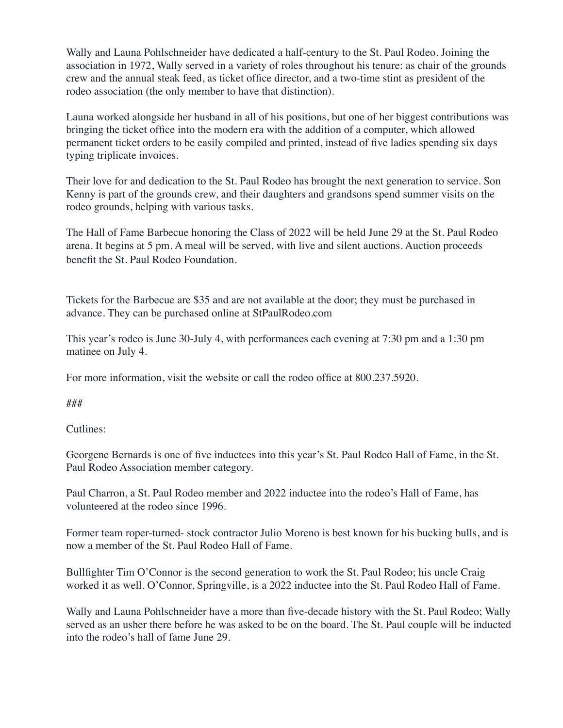Wally and Launa Pohlschneider have dedicated a half-century to the St. Paul Rodeo. Joining the association in 1972, Wally served in a variety of roles throughout his tenure: as chair of the grounds crew and the annual steak feed, as ticket office director, and a two-time stint as president of the rodeo association (the only member to have that distinction).

Launa worked alongside her husband in all of his positions, but one of her biggest contributions was bringing the ticket office into the modern era with the addition of a computer, which allowed permanent ticket orders to be easily compiled and printed, instead of five ladies spending six days typing triplicate invoices.

Their love for and dedication to the St. Paul Rodeo has brought the next generation to service. Son Kenny is part of the grounds crew, and their daughters and grandsons spend summer visits on the rodeo grounds, helping with various tasks.

The Hall of Fame Barbecue honoring the Class of 2022 will be held June 29 at the St. Paul Rodeo arena. It begins at 5 pm. A meal will be served, with live and silent auctions. Auction proceeds benefit the St. Paul Rodeo Foundation.

Tickets for the Barbecue are $35 and are not available at the door; they must be purchased in advance. They can be purchased online at StPaulRodeo.com

This year's rodeo is June 30-July 4, with performances each evening at 7:30 pm and a 1:30 pm matinee on July 4.

For more information, visit the website or call the rodeo office at 800.237.5920.

###

Cutlines:

Georgene Bernards is one of five inductees into this year's St. Paul Rodeo Hall of Fame, in the St. Paul Rodeo Association member category.

Paul Charron, a St. Paul Rodeo member and 2022 inductee into the rodeo's Hall of Fame, has volunteered at the rodeo since 1996.

Former team roper-turned- stock contractor Julio Moreno is best known for his bucking bulls, and is now a member of the St. Paul Rodeo Hall of Fame.

Bullfighter Tim O'Connor is the second generation to work the St. Paul Rodeo; his uncle Craig worked it as well. O'Connor, Springville, is a 2022 inductee into the St. Paul Rodeo Hall of Fame.

Wally and Launa Pohlschneider have a more than five-decade history with the St. Paul Rodeo; Wally served as an usher there before he was asked to be on the board. The St. Paul couple will be inducted into the rodeo's hall of fame June 29.